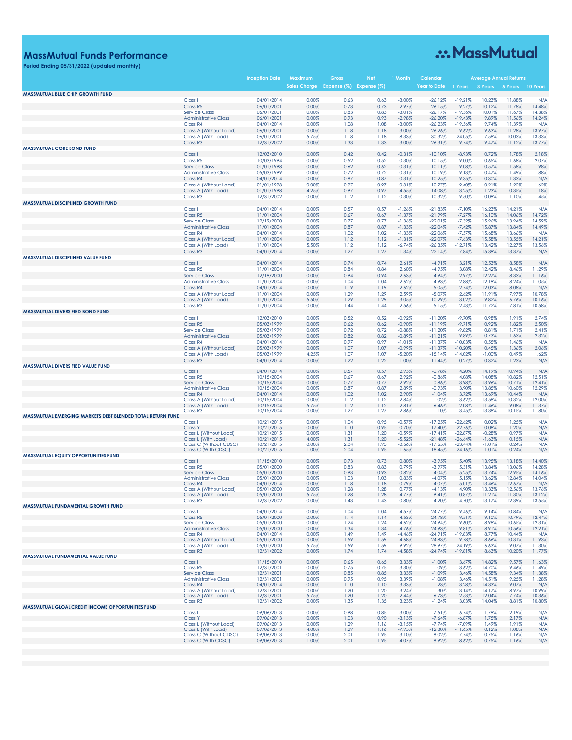# MassMutual Funds Performance

**Period Ending 05/31/2022 (updated monthly)**

MassMutual

| | | Inception Date | Maximum Sales Charge | Gross Expense (%) | Net Expense (%) | 1 Month | Calendar Year to Date | Average Annual Returns 1 Years | 3 Years | 5 Years | 10 Years |
|---|---|---|---|---|---|---|---|---|---|---|---|
| **MASSMUTUAL BLUE CHIP GROWTH FUND** | | | | | | | | | | | |
| | Class I | 04/01/2014 | 0.00% | 0.63 | 0.63 | -3.00% | -26.12% | -19.21% | 10.23% | 11.88% | N/A |
| | Class R5 | 06/01/2001 | 0.00% | 0.73 | 0.73 | -2.97% | -26.15% | -19.27% | 10.12% | 11.78% | 14.48% |
| | Service Class | 06/01/2001 | 0.00% | 0.83 | 0.83 | -3.01% | -26.17% | -19.36% | 10.01% | 11.67% | 14.38% |
| | Administrative Class | 06/01/2001 | 0.00% | 0.93 | 0.93 | -2.98% | -26.20% | -19.43% | 9.89% | 11.56% | 14.24% |
| | Class R4 | 04/01/2014 | 0.00% | 1.08 | 1.08 | -3.00% | -26.23% | -19.56% | 9.74% | 11.39% | N/A |
| | Class A (Without Load) | 06/01/2001 | 0.00% | 1.18 | 1.18 | -3.00% | -26.26% | -19.62% | 9.63% | 11.28% | 13.97% |
| | Class A (With Load) | 06/01/2001 | 5.75% | 1.18 | 1.18 | -8.33% | -30.32% | -24.05% | 7.58% | 10.03% | 13.33% |
| | Class R3 | 12/31/2002 | 0.00% | 1.33 | 1.33 | -3.00% | -26.31% | -19.74% | 9.47% | 11.12% | 13.77% |
| **MASSMUTUAL CORE BOND FUND** | | | | | | | | | | | |
| | Class I | 12/03/2010 | 0.00% | 0.42 | 0.42 | -0.31% | -10.10% | -8.93% | 0.72% | 1.78% | 2.18% |
| | Class R5 | 10/03/1994 | 0.00% | 0.52 | 0.52 | -0.30% | -10.15% | -9.00% | 0.65% | 1.68% | 2.07% |
| | Service Class | 01/01/1998 | 0.00% | 0.62 | 0.62 | -0.31% | -10.11% | -9.08% | 0.57% | 1.58% | 1.98% |
| | Administrative Class | 05/03/1999 | 0.00% | 0.72 | 0.72 | -0.31% | -10.19% | -9.13% | 0.47% | 1.49% | 1.88% |
| | Class R4 | 04/01/2014 | 0.00% | 0.87 | 0.87 | -0.31% | -10.25% | -9.35% | 0.30% | 1.33% | N/A |
| | Class A (Without Load) | 01/01/1998 | 0.00% | 0.97 | 0.97 | -0.31% | -10.27% | -9.40% | 0.21% | 1.22% | 1.62% |
| | Class A (With Load) | 01/01/1998 | 4.25% | 0.97 | 0.97 | -4.55% | -14.08% | -13.25% | -1.23% | 0.35% | 1.18% |
| | Class R3 | 12/31/2002 | 0.00% | 1.12 | 1.12 | -0.30% | -10.32% | -9.50% | 0.09% | 1.10% | 1.45% |
| **MASSMUTUAL DISCIPLINED GROWTH FUND** | | | | | | | | | | | |
| | Class I | 04/01/2014 | 0.00% | 0.57 | 0.57 | -1.26% | -21.83% | -7.10% | 16.23% | 14.21% | N/A |
| | Class R5 | 11/01/2004 | 0.00% | 0.67 | 0.67 | -1.37% | -21.99% | -7.27% | 16.10% | 14.06% | 14.72% |
| | Service Class | 12/19/2000 | 0.00% | 0.77 | 0.77 | -1.36% | -22.01% | -7.32% | 15.96% | 13.94% | 14.59% |
| | Administrative Class | 11/01/2004 | 0.00% | 0.87 | 0.87 | -1.33% | -22.04% | -7.42% | 15.87% | 13.84% | 14.49% |
| | Class R4 | 04/01/2014 | 0.00% | 1.02 | 1.02 | -1.33% | -22.06% | -7.57% | 15.68% | 13.66% | N/A |
| | Class A (Without Load) | 11/01/2004 | 0.00% | 1.12 | 1.12 | -1.31% | -22.07% | -7.63% | 15.58% | 13.55% | 14.21% |
| | Class A (With Load) | 11/01/2004 | 5.50% | 1.12 | 1.12 | -6.74% | -26.35% | -12.71% | 13.42% | 12.27% | 13.56% |
| | Class R3 | 04/01/2014 | 0.00% | 1.27 | 1.27 | -1.34% | -22.14% | -7.84% | 15.39% | 13.37% | N/A |
| **MASSMUTUAL DISCIPLINED VALUE FUND** | | | | | | | | | | | |
| | Class I | 04/01/2014 | 0.00% | 0.74 | 0.74 | 2.61% | -4.91% | 3.21% | 12.53% | 8.58% | N/A |
| | Class R5 | 11/01/2004 | 0.00% | 0.84 | 0.84 | 2.60% | -4.95% | 3.08% | 12.42% | 8.46% | 11.29% |
| | Service Class | 12/19/2000 | 0.00% | 0.94 | 0.94 | 2.63% | -4.94% | 2.97% | 12.27% | 8.33% | 11.16% |
| | Administrative Class | 11/01/2004 | 0.00% | 1.04 | 1.04 | 2.62% | -4.93% | 2.88% | 12.19% | 8.24% | 11.05% |
| | Class R4 | 04/01/2014 | 0.00% | 1.19 | 1.19 | 2.62% | -5.05% | 2.74% | 12.03% | 8.08% | N/A |
| | Class A (Without Load) | 11/01/2004 | 0.00% | 1.29 | 1.29 | 2.59% | -5.07% | 2.62% | 11.91% | 7.97% | 10.78% |
| | Class A (With Load) | 11/01/2004 | 5.50% | 1.29 | 1.29 | -3.05% | -10.29% | -3.02% | 9.82% | 6.76% | 10.16% |
| | Class R3 | 11/01/2004 | 0.00% | 1.44 | 1.44 | 2.56% | -5.15% | 2.43% | 11.72% | 7.81% | 10.58% |
| **MASSMUTUAL DIVERSIFIED BOND FUND** | | | | | | | | | | | |
| | Class I | 12/03/2010 | 0.00% | 0.52 | 0.52 | -0.92% | -11.20% | -9.70% | 0.98% | 1.91% | 2.74% |
| | Class R5 | 05/03/1999 | 0.00% | 0.62 | 0.62 | -0.90% | -11.19% | -9.71% | 0.92% | 1.82% | 2.50% |
| | Service Class | 05/03/1999 | 0.00% | 0.72 | 0.72 | -0.88% | -11.20% | -9.82% | 0.81% | 1.71% | 2.41% |
| | Administrative Class | 05/03/1999 | 0.00% | 0.82 | 0.82 | -0.89% | -11.21% | -9.89% | 0.73% | 1.63% | 2.32% |
| | Class R4 | 04/01/2014 | 0.00% | 0.97 | 0.97 | -1.01% | -11.37% | -10.03% | 0.55% | 1.46% | N/A |
| | Class A (Without Load) | 05/03/1999 | 0.00% | 1.07 | 1.07 | -0.99% | -11.37% | -10.20% | 0.45% | 1.36% | 2.06% |
| | Class A (With Load) | 05/03/1999 | 4.25% | 1.07 | 1.07 | -5.20% | -15.14% | -14.02% | -1.00% | 0.49% | 1.62% |
| | Class R3 | 04/01/2014 | 0.00% | 1.22 | 1.22 | -1.00% | -11.44% | -10.27% | 0.32% | 1.23% | N/A |
| **MASSMUTUAL DIVERSIFIED VALUE FUND** | | | | | | | | | | | |
| | Class I | 04/01/2014 | 0.00% | 0.57 | 0.57 | 2.93% | -0.78% | 4.20% | 14.19% | 10.94% | N/A |
| | Class R5 | 10/15/2004 | 0.00% | 0.67 | 0.67 | 2.92% | -0.86% | 4.08% | 14.08% | 10.82% | 12.51% |
| | Service Class | 10/15/2004 | 0.00% | 0.77 | 0.77 | 2.92% | -0.86% | 3.98% | 13.96% | 10.71% | 12.41% |
| | Administrative Class | 10/15/2004 | 0.00% | 0.87 | 0.87 | 2.89% | -0.93% | 3.90% | 13.85% | 10.60% | 12.29% |
| | Class R4 | 04/01/2014 | 0.00% | 1.02 | 1.02 | 2.90% | -1.04% | 3.72% | 13.69% | 10.44% | N/A |
| | Class A (Without Load) | 10/15/2004 | 0.00% | 1.12 | 1.12 | 2.84% | -1.02% | 3.62% | 13.58% | 10.32% | 12.00% |
| | Class A (With Load) | 10/15/2004 | 5.75% | 1.12 | 1.12 | -2.81% | -6.46% | -2.08% | 11.46% | 9.08% | 11.37% |
| | Class R3 | 10/15/2004 | 0.00% | 1.27 | 1.27 | 2.86% | -1.10% | 3.45% | 13.38% | 10.15% | 11.80% |
| **MASSMUTUAL EMERGING MARKETS DEBT BLENDED TOTAL RETURN FUND** | | | | | | | | | | | |
| | Class I | 10/21/2015 | 0.00% | 1.04 | 0.95 | -0.57% | -17.25% | -22.62% | 0.02% | 1.25% | N/A |
| | Class Y | 10/21/2015 | 0.00% | 1.10 | 0.95 | -0.70% | -17.40% | -22.76% | -0.08% | 1.20% | N/A |
| | Class L (Without Load) | 10/21/2015 | 0.00% | 1.31 | 1.20 | -0.59% | -17.41% | -22.87% | -0.28% | 0.97% | N/A |
| | Class L (With Load) | 10/21/2015 | 4.00% | 1.31 | 1.20 | -5.52% | -21.48% | -26.64% | -1.63% | 0.15% | N/A |
| | Class C (Without CDSC) | 10/21/2015 | 0.00% | 2.04 | 1.95 | -0.66% | -17.65% | -23.44% | -1.01% | 0.24% | N/A |
| | Class C (With CDSC) | 10/21/2015 | 1.00% | 2.04 | 1.95 | -1.65% | -18.45% | -24.16% | -1.01% | 0.24% | N/A |
| **MASSMUTUAL EQUITY OPPORTUNITIES FUND** | | | | | | | | | | | |
| | Class I | 11/15/2010 | 0.00% | 0.73 | 0.73 | 0.80% | -3.95% | 5.40% | 13.95% | 13.18% | 14.40% |
| | Class R5 | 05/01/2000 | 0.00% | 0.83 | 0.83 | 0.79% | -3.97% | 5.31% | 13.84% | 13.06% | 14.28% |
| | Service Class | 05/01/2000 | 0.00% | 0.93 | 0.93 | 0.82% | -4.04% | 5.25% | 13.74% | 12.95% | 14.16% |
| | Administrative Class | 05/01/2000 | 0.00% | 1.03 | 1.03 | 0.83% | -4.07% | 5.15% | 13.62% | 12.84% | 14.04% |
| | Class R4 | 04/01/2014 | 0.00% | 1.18 | 1.18 | 0.79% | -4.07% | 5.01% | 13.46% | 12.67% | N/A |
| | Class A (Without Load) | 05/01/2000 | 0.00% | 1.28 | 1.28 | 0.77% | -4.13% | 4.90% | 13.33% | 12.56% | 13.76% |
| | Class A (With Load) | 05/01/2000 | 5.75% | 1.28 | 1.28 | -4.77% | -9.41% | -0.87% | 11.21% | 11.30% | 13.12% |
| | Class R3 | 12/31/2002 | 0.00% | 1.43 | 1.43 | 0.80% | -4.20% | 4.70% | 13.17% | 12.39% | 13.55% |
| **MASSMUTUAL FUNDAMENTAL GROWTH FUND** | | | | | | | | | | | |
| | Class I | 04/01/2014 | 0.00% | 1.04 | 1.04 | -4.57% | -24.77% | -19.46% | 9.14% | 10.84% | N/A |
| | Class R5 | 05/01/2000 | 0.00% | 1.14 | 1.14 | -4.53% | -24.78% | -19.51% | 9.10% | 10.79% | 12.44% |
| | Service Class | 05/01/2000 | 0.00% | 1.24 | 1.24 | -4.62% | -24.94% | -19.60% | 8.98% | 10.65% | 12.31% |
| | Administrative Class | 05/01/2000 | 0.00% | 1.34 | 1.34 | -4.76% | -24.93% | -19.81% | 8.91% | 10.56% | 12.21% |
| | Class R4 | 04/01/2014 | 0.00% | 1.49 | 1.49 | -4.46% | -24.91% | -19.83% | 8.77% | 10.44% | N/A |
| | Class A (Without Load) | 05/01/2000 | 0.00% | 1.59 | 1.59 | -4.68% | -24.83% | -19.78% | 8.66% | 10.31% | 11.93% |
| | Class A (With Load) | 05/01/2000 | 5.75% | 1.59 | 1.59 | -9.92% | -28.97% | -24.19% | 6.63% | 9.07% | 11.30% |
| | Class R3 | 12/31/2002 | 0.00% | 1.74 | 1.74 | -4.58% | -24.74% | -19.81% | 8.63% | 10.20% | 11.77% |
| **MASSMUTUAL FUNDAMENTAL VALUE FUND** | | | | | | | | | | | |
| | Class I | 11/15/2010 | 0.00% | 0.65 | 0.65 | 3.33% | -1.00% | 3.67% | 14.82% | 9.57% | 11.63% |
| | Class R5 | 12/31/2001 | 0.00% | 0.75 | 0.75 | 3.30% | -1.09% | 3.62% | 14.70% | 9.46% | 11.49% |
| | Service Class | 12/31/2001 | 0.00% | 0.85 | 0.85 | 3.33% | -1.09% | 3.46% | 14.58% | 9.34% | 11.38% |
| | Administrative Class | 12/31/2001 | 0.00% | 0.95 | 0.95 | 3.39% | -1.08% | 3.46% | 14.51% | 9.25% | 11.28% |
| | Class R4 | 04/01/2014 | 0.00% | 1.10 | 1.10 | 3.33% | -1.23% | 3.28% | 14.33% | 9.07% | N/A |
| | Class A (Without Load) | 12/31/2001 | 0.00% | 1.20 | 1.20 | 3.24% | -1.30% | 3.14% | 14.17% | 8.97% | 10.99% |
| | Class A (With Load) | 12/31/2001 | 5.75% | 1.20 | 1.20 | -2.44% | -6.73% | -2.53% | 12.04% | 7.74% | 10.36% |
| | Class R3 | 12/31/2002 | 0.00% | 1.35 | 1.35 | 3.23% | -1.24% | 3.03% | 14.04% | 8.81% | 10.80% |
| **MASSMUTUAL GLOAL CREDIT INCOME OPPORTUNITIES FUND** | | | | | | | | | | | |
| | Class I | 09/06/2013 | 0.00% | 0.98 | 0.85 | -3.00% | -7.51% | -6.74% | 1.79% | 2.19% | N/A |
| | Class Y | 09/06/2013 | 0.00% | 1.03 | 0.90 | -3.13% | -7.64% | -6.87% | 1.75% | 2.17% | N/A |
| | Class L (Without Load) | 09/06/2013 | 0.00% | 1.29 | 1.16 | -3.15% | -7.74% | -7.09% | 1.49% | 1.91% | N/A |
| | Class L (With Load) | 09/06/2013 | 4.00% | 1.29 | 1.16 | -7.95% | -12.30% | -11.65% | 0.12% | 1.08% | N/A |
| | Class C (Without CDSC) | 09/06/2013 | 0.00% | 2.01 | 1.95 | -3.10% | -8.02% | -7.74% | 0.75% | 1.16% | N/A |
| | Class C (With CDSC) | 09/06/2013 | 1.00% | 2.01 | 1.95 | -4.07% | -8.92% | -8.62% | 0.75% | 1.16% | N/A |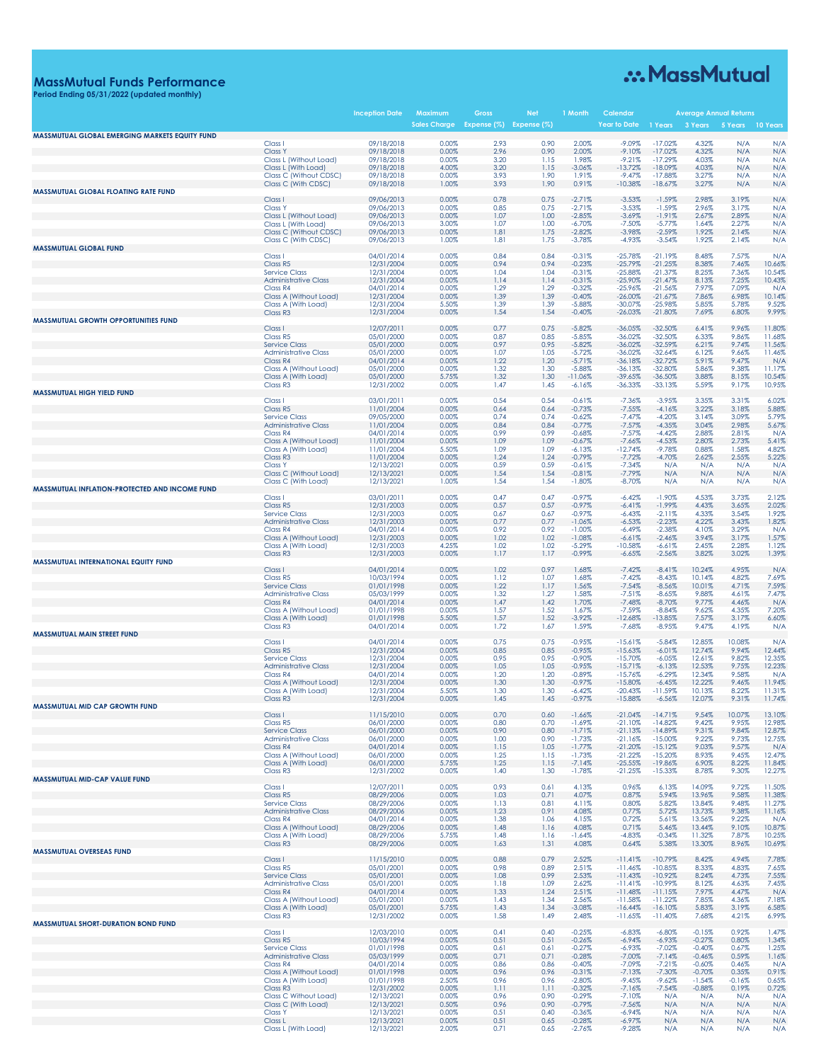# MassMutual Funds Performance

**Period Ending 05/31/2022 (updated monthly)**

MassMutual

| | | Inception Date | Maximum Sales Charge | Gross Expense (%) | Net Expense (%) | 1 Month | Calendar Year to Date | Average Annual Returns 1 Years | 3 Years | 5 Years | 10 Years |
|---|---|---|---|---|---|---|---|---|---|---|---|
| **MASSMUTUAL GLOBAL EMERGING MARKETS EQUITY FUND** | | | | | | | | | | | |
| | Class I | 09/18/2018 | 0.00% | 2.93 | 0.90 | 2.00% | -9.09% | -17.02% | 4.32% | N/A | N/A |
| | Class Y | 09/18/2018 | 0.00% | 2.96 | 0.90 | 2.00% | -9.10% | -17.02% | 4.32% | N/A | N/A |
| | Class L (Without Load) | 09/18/2018 | 0.00% | 3.20 | 1.15 | 1.98% | -9.21% | -17.29% | 4.03% | N/A | N/A |
| | Class L (With Load) | 09/18/2018 | 4.00% | 3.20 | 1.15 | -3.06% | -13.72% | -18.09% | 4.03% | N/A | N/A |
| | Class C (Without CDSC) | 09/18/2018 | 0.00% | 3.93 | 1.90 | 1.91% | -9.47% | -17.88% | 3.27% | N/A | N/A |
| | Class C (With CDSC) | 09/18/2018 | 1.00% | 3.93 | 1.90 | 0.91% | -10.38% | -18.67% | 3.27% | N/A | N/A |
| **MASSMUTUAL GLOBAL FLOATING RATE FUND** | | | | | | | | | | | |
| | Class I | 09/06/2013 | 0.00% | 0.78 | 0.75 | -2.71% | -3.53% | -1.59% | 2.98% | 3.19% | N/A |
| | Class Y | 09/06/2013 | 0.00% | 0.85 | 0.75 | -2.71% | -3.53% | -1.59% | 2.96% | 3.17% | N/A |
| | Class L (Without Load) | 09/06/2013 | 0.00% | 1.07 | 1.00 | -2.85% | -3.69% | -1.91% | 2.67% | 2.89% | N/A |
| | Class L (With Load) | 09/06/2013 | 3.00% | 1.07 | 1.00 | -6.70% | -7.50% | -5.77% | 1.64% | 2.27% | N/A |
| | Class C (Without CDSC) | 09/06/2013 | 0.00% | 1.81 | 1.75 | -2.82% | -3.98% | -2.59% | 1.92% | 2.14% | N/A |
| | Class C (With CDSC) | 09/06/2013 | 1.00% | 1.81 | 1.75 | -3.78% | -4.93% | -3.54% | 1.92% | 2.14% | N/A |
| **MASSMUTUAL GLOBAL FUND** | | | | | | | | | | | |
| | Class I | 04/01/2014 | 0.00% | 0.84 | 0.84 | -0.31% | -25.78% | -21.19% | 8.48% | 7.57% | N/A |
| | Class R5 | 12/31/2004 | 0.00% | 0.94 | 0.94 | -0.23% | -25.79% | -21.25% | 8.38% | 7.46% | 10.66% |
| | Service Class | 12/31/2004 | 0.00% | 1.04 | 1.04 | -0.31% | -25.88% | -21.37% | 8.25% | 7.36% | 10.54% |
| | Administrative Class | 12/31/2004 | 0.00% | 1.14 | 1.14 | -0.31% | -25.90% | -21.47% | 8.13% | 7.25% | 10.43% |
| | Class R4 | 04/01/2014 | 0.00% | 1.29 | 1.29 | -0.32% | -25.96% | -21.56% | 7.97% | 7.09% | N/A |
| | Class A (Without Load) | 12/31/2004 | 0.00% | 1.39 | 1.39 | -0.40% | -26.00% | -21.67% | 7.86% | 6.98% | 10.14% |
| | Class A (With Load) | 12/31/2004 | 5.50% | 1.39 | 1.39 | -5.88% | -30.07% | -25.98% | 5.85% | 5.78% | 9.52% |
| | Class R3 | 12/31/2004 | 0.00% | 1.54 | 1.54 | -0.40% | -26.03% | -21.80% | 7.69% | 6.80% | 9.99% |
| **MASSMUTUAL GROWTH OPPORTUNITIES FUND** | | | | | | | | | | | |
| | Class I | 12/07/2011 | 0.00% | 0.77 | 0.75 | -5.82% | -36.05% | -32.50% | 6.41% | 9.96% | 11.80% |
| | Class R5 | 05/01/2000 | 0.00% | 0.87 | 0.85 | -5.85% | -36.02% | -32.50% | 6.33% | 9.86% | 11.68% |
| | Service Class | 05/01/2000 | 0.00% | 0.97 | 0.95 | -5.82% | -36.02% | -32.59% | 6.21% | 9.74% | 11.56% |
| | Administrative Class | 05/01/2000 | 0.00% | 1.07 | 1.05 | -5.72% | -36.02% | -32.64% | 6.12% | 9.66% | 11.46% |
| | Class R4 | 04/01/2014 | 0.00% | 1.22 | 1.20 | -5.71% | -36.18% | -32.72% | 5.91% | 9.47% | N/A |
| | Class A (Without Load) | 05/01/2000 | 0.00% | 1.32 | 1.30 | -5.88% | -36.13% | -32.80% | 5.86% | 9.38% | 11.17% |
| | Class A (With Load) | 05/01/2000 | 5.75% | 1.32 | 1.30 | -11.06% | -39.65% | -36.50% | 3.88% | 8.15% | 10.54% |
| | Class R3 | 12/31/2002 | 0.00% | 1.47 | 1.45 | -6.16% | -36.33% | -33.13% | 5.59% | 9.17% | 10.95% |
| **MASSMUTUAL HIGH YIELD FUND** | | | | | | | | | | | |
| | Class I | 03/01/2011 | 0.00% | 0.54 | 0.54 | -0.61% | -7.36% | -3.95% | 3.35% | 3.31% | 6.02% |
| | Class R5 | 11/01/2004 | 0.00% | 0.64 | 0.64 | -0.73% | -7.55% | -4.16% | 3.22% | 3.18% | 5.88% |
| | Service Class | 09/05/2000 | 0.00% | 0.74 | 0.74 | -0.62% | -7.47% | -4.20% | 3.14% | 3.09% | 5.79% |
| | Administrative Class | 11/01/2004 | 0.00% | 0.84 | 0.84 | -0.77% | -7.57% | -4.35% | 3.04% | 2.98% | 5.67% |
| | Class R4 | 04/01/2014 | 0.00% | 0.99 | 0.99 | -0.68% | -7.57% | -4.42% | 2.88% | 2.81% | N/A |
| | Class A (Without Load) | 11/01/2004 | 0.00% | 1.09 | 1.09 | -0.67% | -7.66% | -4.53% | 2.80% | 2.73% | 5.41% |
| | Class A (With Load) | 11/01/2004 | 5.50% | 1.09 | 1.09 | -6.13% | -12.74% | -9.78% | 0.88% | 1.58% | 4.82% |
| | Class R3 | 11/01/2004 | 0.00% | 1.24 | 1.24 | -0.79% | -7.72% | -4.70% | 2.62% | 2.55% | 5.22% |
| | Class Y | 12/13/2021 | 0.00% | 0.59 | 0.59 | -0.61% | -7.34% | N/A | N/A | N/A | N/A |
| | Class C (Without Load) | 12/13/2021 | 0.00% | 1.54 | 1.54 | -0.81% | -7.79% | N/A | N/A | N/A | N/A |
| | Class C (With Load) | 12/13/2021 | 1.00% | 1.54 | 1.54 | -1.80% | -8.70% | N/A | N/A | N/A | N/A |
| **MASSMUTUAL INFLATION-PROTECTED AND INCOME FUND** | | | | | | | | | | | |
| | Class I | 03/01/2011 | 0.00% | 0.47 | 0.47 | -0.97% | -6.42% | -1.90% | 4.53% | 3.73% | 2.12% |
| | Class R5 | 12/31/2003 | 0.00% | 0.57 | 0.57 | -0.97% | -6.41% | -1.99% | 4.43% | 3.65% | 2.02% |
| | Service Class | 12/31/2003 | 0.00% | 0.67 | 0.67 | -0.97% | -6.43% | -2.11% | 4.33% | 3.54% | 1.92% |
| | Administrative Class | 12/31/2003 | 0.00% | 0.77 | 0.77 | -1.06% | -6.53% | -2.23% | 4.22% | 3.43% | 1.82% |
| | Class R4 | 04/01/2014 | 0.00% | 0.92 | 0.92 | -1.00% | -6.49% | -2.38% | 4.10% | 3.29% | N/A |
| | Class A (Without Load) | 12/31/2003 | 0.00% | 1.02 | 1.02 | -1.08% | -6.61% | -2.46% | 3.94% | 3.17% | 1.57% |
| | Class A (With Load) | 12/31/2003 | 4.25% | 1.02 | 1.02 | -5.29% | -10.58% | -6.61% | 2.45% | 2.28% | 1.12% |
| | Class R3 | 12/31/2003 | 0.00% | 1.17 | 1.17 | -0.99% | -6.65% | -2.56% | 3.82% | 3.02% | 1.39% |
| **MASSMUTUAL INTERNATIONAL EQUITY FUND** | | | | | | | | | | | |
| | Class I | 04/01/2014 | 0.00% | 1.02 | 0.97 | 1.68% | -7.42% | -8.41% | 10.24% | 4.95% | N/A |
| | Class R5 | 10/03/1994 | 0.00% | 1.12 | 1.07 | 1.68% | -7.42% | -8.43% | 10.14% | 4.82% | 7.69% |
| | Service Class | 01/01/1998 | 0.00% | 1.22 | 1.17 | 1.56% | -7.54% | -8.56% | 10.01% | 4.71% | 7.59% |
| | Administrative Class | 05/03/1999 | 0.00% | 1.32 | 1.27 | 1.58% | -7.51% | -8.65% | 9.88% | 4.61% | 7.47% |
| | Class R4 | 04/01/2014 | 0.00% | 1.47 | 1.42 | 1.70% | -7.48% | -8.70% | 9.77% | 4.46% | N/A |
| | Class A (Without Load) | 01/01/1998 | 0.00% | 1.57 | 1.52 | 1.67% | -7.59% | -8.84% | 9.62% | 4.35% | 7.20% |
| | Class A (With Load) | 01/01/1998 | 5.50% | 1.57 | 1.52 | -3.92% | -12.68% | -13.85% | 7.57% | 3.17% | 6.60% |
| | Class R3 | 04/01/2014 | 0.00% | 1.72 | 1.67 | 1.59% | -7.68% | -8.95% | 9.47% | 4.19% | N/A |
| **MASSMUTUAL MAIN STREET FUND** | | | | | | | | | | | |
| | Class I | 04/01/2014 | 0.00% | 0.75 | 0.75 | -0.95% | -15.61% | -5.84% | 12.85% | 10.08% | N/A |
| | Class R5 | 12/31/2004 | 0.00% | 0.85 | 0.85 | -0.95% | -15.63% | -6.01% | 12.74% | 9.94% | 12.44% |
| | Service Class | 12/31/2004 | 0.00% | 0.95 | 0.95 | -0.90% | -15.70% | -6.05% | 12.61% | 9.82% | 12.35% |
| | Administrative Class | 12/31/2004 | 0.00% | 1.05 | 1.05 | -0.95% | -15.71% | -6.13% | 12.53% | 9.75% | 12.23% |
| | Class R4 | 04/01/2014 | 0.00% | 1.20 | 1.20 | -0.89% | -15.76% | -6.29% | 12.34% | 9.58% | N/A |
| | Class A (Without Load) | 12/31/2004 | 0.00% | 1.30 | 1.30 | -0.97% | -15.80% | -6.45% | 12.22% | 9.46% | 11.94% |
| | Class A (With Load) | 12/31/2004 | 5.50% | 1.30 | 1.30 | -6.42% | -20.43% | -11.59% | 10.13% | 8.22% | 11.31% |
| | Class R3 | 12/31/2004 | 0.00% | 1.45 | 1.45 | -0.97% | -15.88% | -6.56% | 12.07% | 9.31% | 11.74% |
| **MASSMUTUAL MID CAP GROWTH FUND** | | | | | | | | | | | |
| | Class I | 11/15/2010 | 0.00% | 0.70 | 0.60 | -1.66% | -21.04% | -14.71% | 9.54% | 10.07% | 13.10% |
| | Class R5 | 06/01/2000 | 0.00% | 0.80 | 0.70 | -1.69% | -21.10% | -14.82% | 9.42% | 9.95% | 12.98% |
| | Service Class | 06/01/2000 | 0.00% | 0.90 | 0.80 | -1.71% | -21.13% | -14.89% | 9.31% | 9.84% | 12.87% |
| | Administrative Class | 06/01/2000 | 0.00% | 1.00 | 0.90 | -1.73% | -21.16% | -15.00% | 9.22% | 9.73% | 12.75% |
| | Class R4 | 04/01/2014 | 0.00% | 1.15 | 1.05 | -1.77% | -21.20% | -15.12% | 9.03% | 9.57% | N/A |
| | Class A (Without Load) | 06/01/2000 | 0.00% | 1.25 | 1.15 | -1.73% | -21.22% | -15.20% | 8.93% | 9.45% | 12.47% |
| | Class A (With Load) | 06/01/2000 | 5.75% | 1.25 | 1.15 | -7.14% | -25.55% | -19.86% | 6.90% | 8.22% | 11.84% |
| | Class R3 | 12/31/2002 | 0.00% | 1.40 | 1.30 | -1.78% | -21.25% | -15.33% | 8.78% | 9.30% | 12.27% |
| **MASSMUTUAL MID-CAP VALUE FUND** | | | | | | | | | | | |
| | Class I | 12/07/2011 | 0.00% | 0.93 | 0.61 | 4.13% | 0.96% | 6.13% | 14.09% | 9.72% | 11.50% |
| | Class R5 | 08/29/2006 | 0.00% | 1.03 | 0.71 | 4.07% | 0.87% | 5.94% | 13.96% | 9.58% | 11.38% |
| | Service Class | 08/29/2006 | 0.00% | 1.13 | 0.81 | 4.11% | 0.80% | 5.82% | 13.84% | 9.48% | 11.27% |
| | Administrative Class | 08/29/2006 | 0.00% | 1.23 | 0.91 | 4.08% | 0.77% | 5.72% | 13.73% | 9.38% | 11.16% |
| | Class R4 | 04/01/2014 | 0.00% | 1.38 | 1.06 | 4.15% | 0.72% | 5.61% | 13.56% | 9.22% | N/A |
| | Class A (Without Load) | 08/29/2006 | 0.00% | 1.48 | 1.16 | 4.08% | 0.71% | 5.46% | 13.44% | 9.10% | 10.87% |
| | Class A (With Load) | 08/29/2006 | 5.75% | 1.48 | 1.16 | -1.64% | -4.83% | -0.34% | 11.32% | 7.87% | 10.25% |
| | Class R3 | 08/29/2006 | 0.00% | 1.63 | 1.31 | 4.08% | 0.64% | 5.38% | 13.30% | 8.96% | 10.69% |
| **MASSMUTUAL OVERSEAS FUND** | | | | | | | | | | | |
| | Class I | 11/15/2010 | 0.00% | 0.88 | 0.79 | 2.52% | -11.41% | -10.79% | 8.42% | 4.94% | 7.78% |
| | Class R5 | 05/01/2001 | 0.00% | 0.98 | 0.89 | 2.51% | -11.46% | -10.85% | 8.33% | 4.83% | 7.65% |
| | Service Class | 05/01/2001 | 0.00% | 1.08 | 0.99 | 2.53% | -11.43% | -10.92% | 8.24% | 4.73% | 7.55% |
| | Administrative Class | 05/01/2001 | 0.00% | 1.18 | 1.09 | 2.62% | -11.41% | -10.99% | 8.12% | 4.63% | 7.45% |
| | Class R4 | 04/01/2014 | 0.00% | 1.33 | 1.24 | 2.51% | -11.48% | -11.15% | 7.97% | 4.47% | N/A |
| | Class A (Without Load) | 05/01/2001 | 0.00% | 1.43 | 1.34 | 2.56% | -11.58% | -11.22% | 7.85% | 4.36% | 7.18% |
| | Class A (With Load) | 05/01/2001 | 5.75% | 1.43 | 1.34 | -3.08% | -16.44% | -16.10% | 5.83% | 3.19% | 6.58% |
| | Class R3 | 12/31/2002 | 0.00% | 1.58 | 1.49 | 2.48% | -11.65% | -11.40% | 7.68% | 4.21% | 6.99% |
| **MASSMUTUAL SHORT-DURATION BOND FUND** | | | | | | | | | | | |
| | Class I | 12/03/2010 | 0.00% | 0.41 | 0.40 | -0.25% | -6.83% | -6.80% | -0.15% | 0.92% | 1.47% |
| | Class R5 | 10/03/1994 | 0.00% | 0.51 | 0.51 | -0.26% | -6.94% | -6.93% | -0.27% | 0.80% | 1.34% |
| | Service Class | 01/01/1998 | 0.00% | 0.61 | 0.61 | -0.27% | -6.93% | -7.02% | -0.40% | 0.67% | 1.25% |
| | Administrative Class | 05/03/1999 | 0.00% | 0.71 | 0.71 | -0.28% | -7.00% | -7.14% | -0.46% | 0.59% | 1.16% |
| | Class R4 | 04/01/2014 | 0.00% | 0.86 | 0.86 | -0.40% | -7.09% | -7.21% | -0.60% | 0.46% | N/A |
| | Class A (Without Load) | 01/01/1998 | 0.00% | 0.96 | 0.96 | -0.31% | -7.13% | -7.30% | -0.70% | 0.35% | 0.91% |
| | Class A (With Load) | 01/01/1998 | 2.50% | 0.96 | 0.96 | -2.80% | -9.45% | -9.62% | -1.54% | -0.16% | 0.65% |
| | Class R3 | 12/31/2002 | 0.00% | 1.11 | 1.11 | -0.32% | -7.16% | -7.54% | -0.88% | 0.19% | 0.72% |
| | Class C Without Load) | 12/13/2021 | 0.00% | 0.96 | 0.90 | -0.29% | -7.10% | N/A | N/A | N/A | N/A |
| | Class C (With Load) | 12/13/2021 | 0.50% | 0.96 | 0.90 | -0.79% | -7.56% | N/A | N/A | N/A | N/A |
| | Class Y | 12/13/2021 | 0.00% | 0.51 | 0.40 | -0.36% | -6.94% | N/A | N/A | N/A | N/A |
| | Class L | 12/13/2021 | 0.00% | 0.51 | 0.65 | -0.28% | -6.97% | N/A | N/A | N/A | N/A |
| | Class L (With Load) | 12/13/2021 | 2.00% | 0.71 | 0.65 | -2.76% | -9.28% | N/A | N/A | N/A | N/A |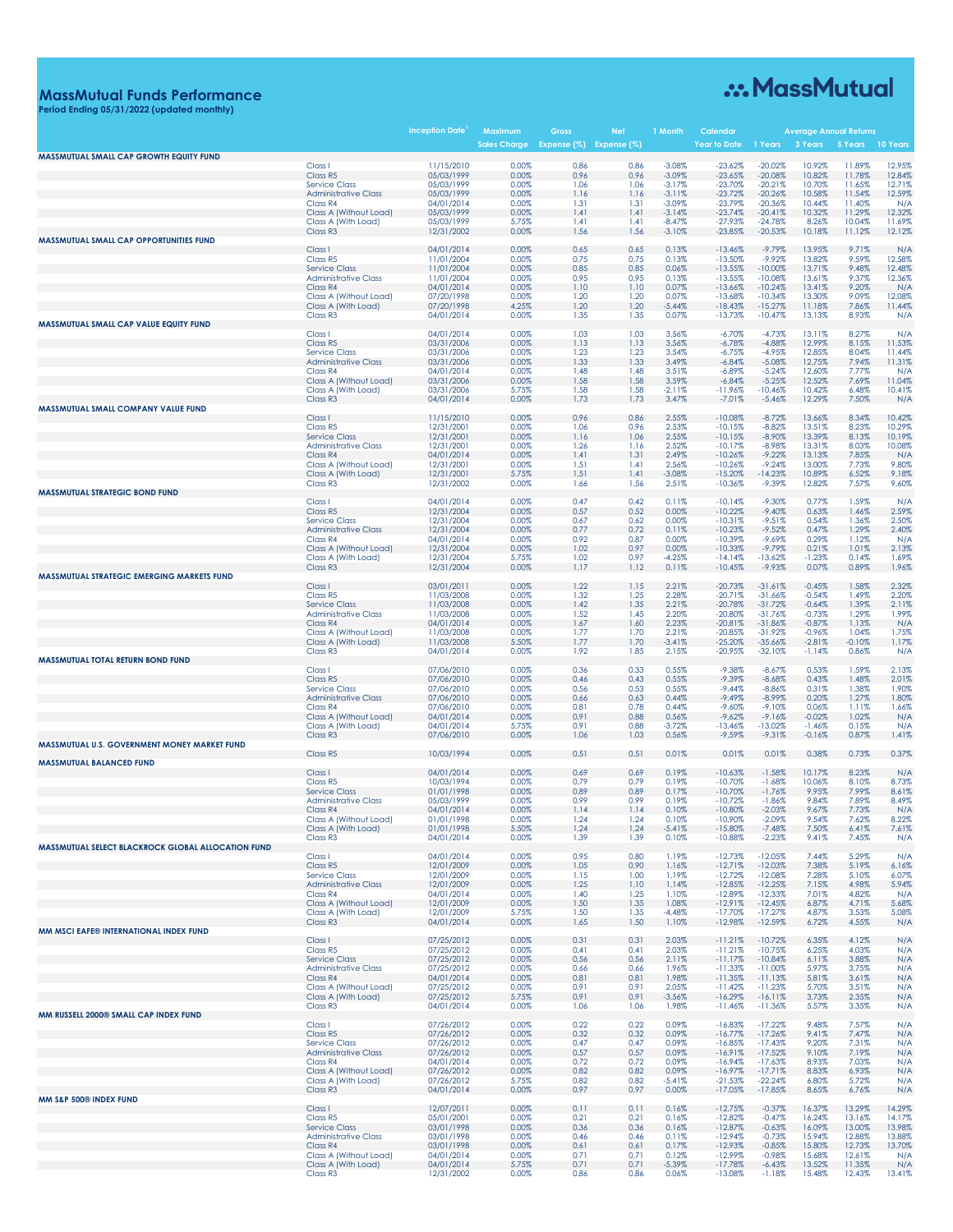# MassMutual Funds Performance

**Period Ending 05/31/2022 (updated monthly)**

MassMutual

| | | Inception Date[1] | Maximum Sales Charge | Gross Expense (%) | Net Expense (%) | 1 Month | Calendar Year to Date | Average Annual Returns 1 Years | 3 Years | 5 Years | 10 Years |
|---|---|---|---|---|---|---|---|---|---|---|---|
| **MASSMUTUAL SMALL CAP GROWTH EQUITY FUND** | | | | | | | | | | | |
| | Class I | 11/15/2010 | 0.00% | 0.86 | 0.86 | -3.08% | -23.62% | -20.02% | 10.92% | 11.89% | 12.95% |
| | Class R5 | 05/03/1999 | 0.00% | 0.96 | 0.96 | -3.09% | -23.65% | -20.08% | 10.82% | 11.78% | 12.84% |
| | Service Class | 05/03/1999 | 0.00% | 1.06 | 1.06 | -3.17% | -23.70% | -20.21% | 10.70% | 11.65% | 12.71% |
| | Administrative Class | 05/03/1999 | 0.00% | 1.16 | 1.16 | -3.11% | -23.72% | -20.26% | 10.58% | 11.54% | 12.59% |
| | Class R4 | 04/01/2014 | 0.00% | 1.31 | 1.31 | -3.09% | -23.79% | -20.36% | 10.44% | 11.40% | N/A |
| | Class A (Without Load) | 05/03/1999 | 0.00% | 1.41 | 1.41 | -3.14% | -23.74% | -20.41% | 10.32% | 11.29% | 12.32% |
| | Class A (With Load) | 05/03/1999 | 5.75% | 1.41 | 1.41 | -8.47% | -27.93% | -24.78% | 8.26% | 10.04% | 11.69% |
| | Class R3 | 12/31/2002 | 0.00% | 1.56 | 1.56 | -3.10% | -23.85% | -20.53% | 10.18% | 11.12% | 12.12% |
| **MASSMUTUAL SMALL CAP OPPORTUNITIES FUND** | | | | | | | | | | | |
| | Class I | 04/01/2014 | 0.00% | 0.65 | 0.65 | 0.13% | -13.46% | -9.79% | 13.95% | 9.71% | N/A |
| | Class R5 | 11/01/2004 | 0.00% | 0.75 | 0.75 | 0.13% | -13.50% | -9.92% | 13.82% | 9.59% | 12.58% |
| | Service Class | 11/01/2004 | 0.00% | 0.85 | 0.85 | 0.06% | -13.55% | -10.00% | 13.71% | 9.48% | 12.48% |
| | Administrative Class | 11/01/2004 | 0.00% | 0.95 | 0.95 | 0.13% | -13.55% | -10.08% | 13.61% | 9.37% | 12.36% |
| | Class R4 | 04/01/2014 | 0.00% | 1.10 | 1.10 | 0.07% | -13.66% | -10.24% | 13.41% | 9.20% | N/A |
| | Class A (Without Load) | 07/20/1998 | 0.00% | 1.20 | 1.20 | 0.07% | -13.68% | -10.34% | 13.30% | 9.09% | 12.08% |
| | Class A (With Load) | 07/20/1998 | 4.25% | 1.20 | 1.20 | -5.44% | -18.43% | -15.27% | 11.18% | 7.86% | 11.44% |
| | Class R3 | 04/01/2014 | 0.00% | 1.35 | 1.35 | 0.07% | -13.73% | -10.47% | 13.13% | 8.93% | N/A |
| **MASSMUTUAL SMALL CAP VALUE EQUITY FUND** | | | | | | | | | | | |
| | Class I | 04/01/2014 | 0.00% | 1.03 | 1.03 | 3.56% | -6.70% | -4.73% | 13.11% | 8.27% | N/A |
| | Class R5 | 03/31/2006 | 0.00% | 1.13 | 1.13 | 3.56% | -6.78% | -4.88% | 12.99% | 8.15% | 11.53% |
| | Service Class | 03/31/2006 | 0.00% | 1.23 | 1.23 | 3.54% | -6.75% | -4.95% | 12.85% | 8.04% | 11.44% |
| | Administrative Class | 03/31/2006 | 0.00% | 1.33 | 1.33 | 3.49% | -6.84% | -5.08% | 12.75% | 7.94% | 11.31% |
| | Class R4 | 04/01/2014 | 0.00% | 1.48 | 1.48 | 3.51% | -6.89% | -5.24% | 12.60% | 7.77% | N/A |
| | Class A (Without Load) | 03/31/2006 | 0.00% | 1.58 | 1.58 | 3.59% | -6.84% | -5.25% | 12.52% | 7.69% | 11.04% |
| | Class A (With Load) | 03/31/2006 | 5.75% | 1.58 | 1.58 | -2.11% | -11.96% | -10.46% | 10.42% | 6.48% | 10.41% |
| | Class R3 | 04/01/2014 | 0.00% | 1.73 | 1.73 | 3.47% | -7.01% | -5.46% | 12.29% | 7.50% | N/A |
| **MASSMUTUAL SMALL COMPANY VALUE FUND** | | | | | | | | | | | |
| | Class I | 11/15/2010 | 0.00% | 0.96 | 0.86 | 2.55% | -10.08% | -8.72% | 13.66% | 8.34% | 10.42% |
| | Class R5 | 12/31/2001 | 0.00% | 1.06 | 0.96 | 2.53% | -10.15% | -8.82% | 13.51% | 8.23% | 10.29% |
| | Service Class | 12/31/2001 | 0.00% | 1.16 | 1.06 | 2.55% | -10.15% | -8.90% | 13.39% | 8.13% | 10.19% |
| | Administrative Class | 12/31/2001 | 0.00% | 1.26 | 1.16 | 2.52% | -10.17% | -8.98% | 13.31% | 8.03% | 10.08% |
| | Class R4 | 04/01/2014 | 0.00% | 1.41 | 1.31 | 2.49% | -10.26% | -9.22% | 13.13% | 7.85% | N/A |
| | Class A (Without Load) | 12/31/2001 | 0.00% | 1.51 | 1.41 | 2.56% | -10.26% | -9.24% | 13.00% | 7.73% | 9.80% |
| | Class A (With Load) | 12/31/2001 | 5.75% | 1.51 | 1.41 | -3.08% | -15.20% | -14.23% | 10.89% | 6.52% | 9.18% |
| | Class R3 | 12/31/2002 | 0.00% | 1.66 | 1.56 | 2.51% | -10.36% | -9.39% | 12.82% | 7.57% | 9.60% |
| **MASSMUTUAL STRATEGIC BOND FUND** | | | | | | | | | | | |
| | Class I | 04/01/2014 | 0.00% | 0.47 | 0.42 | 0.11% | -10.14% | -9.30% | 0.77% | 1.59% | N/A |
| | Class R5 | 12/31/2004 | 0.00% | 0.57 | 0.52 | 0.00% | -10.22% | -9.40% | 0.63% | 1.46% | 2.59% |
| | Service Class | 12/31/2004 | 0.00% | 0.67 | 0.62 | 0.00% | -10.31% | -9.51% | 0.54% | 1.36% | 2.50% |
| | Administrative Class | 12/31/2004 | 0.00% | 0.77 | 0.72 | 0.11% | -10.23% | -9.52% | 0.47% | 1.29% | 2.40% |
| | Class R4 | 04/01/2014 | 0.00% | 0.92 | 0.87 | 0.00% | -10.39% | -9.69% | 0.29% | 1.12% | N/A |
| | Class A (Without Load) | 12/31/2004 | 0.00% | 1.02 | 0.97 | 0.00% | -10.33% | -9.79% | 0.21% | 1.01% | 2.13% |
| | Class A (With Load) | 12/31/2004 | 5.75% | 1.02 | 0.97 | -4.25% | -14.14% | -13.62% | -1.23% | 0.14% | 1.69% |
| | Class R3 | 12/31/2004 | 0.00% | 1.17 | 1.12 | 0.11% | -10.45% | -9.93% | 0.07% | 0.89% | 1.96% |
| **MASSMUTUAL STRATEGIC EMERGING MARKETS FUND** | | | | | | | | | | | |
| | Class I | 03/01/2011 | 0.00% | 1.22 | 1.15 | 2.21% | -20.73% | -31.61% | -0.45% | 1.58% | 2.32% |
| | Class R5 | 11/03/2008 | 0.00% | 1.32 | 1.25 | 2.28% | -20.71% | -31.66% | -0.54% | 1.49% | 2.20% |
| | Service Class | 11/03/2008 | 0.00% | 1.42 | 1.35 | 2.21% | -20.78% | -31.72% | -0.64% | 1.39% | 2.11% |
| | Administrative Class | 11/03/2008 | 0.00% | 1.52 | 1.45 | 2.20% | -20.80% | -31.76% | -0.73% | 1.29% | 1.99% |
| | Class R4 | 04/01/2014 | 0.00% | 1.67 | 1.60 | 2.23% | -20.81% | -31.86% | -0.87% | 1.13% | N/A |
| | Class A (Without Load) | 11/03/2008 | 0.00% | 1.77 | 1.70 | 2.21% | -20.85% | -31.92% | -0.96% | 1.04% | 1.75% |
| | Class A (With Load) | 11/03/2008 | 5.50% | 1.77 | 1.70 | -3.41% | -25.20% | -35.66% | -2.81% | -0.10% | 1.17% |
| | Class R3 | 04/01/2014 | 0.00% | 1.92 | 1.85 | 2.15% | -20.95% | -32.10% | -1.14% | 0.86% | N/A |
| **MASSMUTUAL TOTAL RETURN BOND FUND** | | | | | | | | | | | |
| | Class I | 07/06/2010 | 0.00% | 0.36 | 0.33 | 0.55% | -9.38% | -8.67% | 0.53% | 1.59% | 2.13% |
| | Class R5 | 07/06/2010 | 0.00% | 0.46 | 0.43 | 0.55% | -9.39% | -8.68% | 0.43% | 1.48% | 2.01% |
| | Service Class | 07/06/2010 | 0.00% | 0.56 | 0.53 | 0.55% | -9.44% | -8.86% | 0.31% | 1.38% | 1.90% |
| | Administrative Class | 07/06/2010 | 0.00% | 0.66 | 0.63 | 0.44% | -9.49% | -8.99% | 0.20% | 1.27% | 1.80% |
| | Class R4 | 07/06/2010 | 0.00% | 0.81 | 0.78 | 0.44% | -9.60% | -9.10% | 0.06% | 1.11% | 1.66% |
| | Class A (Without Load) | 04/01/2014 | 0.00% | 0.91 | 0.88 | 0.56% | -9.62% | -9.16% | -0.02% | 1.02% | N/A |
| | Class A (With Load) | 04/01/2014 | 5.75% | 0.91 | 0.88 | -3.72% | -13.46% | -13.02% | -1.46% | 0.15% | N/A |
| | Class R3 | 07/06/2010 | 0.00% | 1.06 | 1.03 | 0.56% | -9.59% | -9.31% | -0.16% | 0.87% | 1.41% |
| **MASSMUTUAL U.S. GOVERNMENT MONEY MARKET FUND** | | | | | | | | | | | |
| | Class R5 | 10/03/1994 | 0.00% | 0.51 | 0.51 | 0.01% | 0.01% | 0.01% | 0.38% | 0.73% | 0.37% |
| **MASSMUTUAL BALANCED FUND** | | | | | | | | | | | |
| | Class I | 04/01/2014 | 0.00% | 0.69 | 0.69 | 0.19% | -10.63% | -1.58% | 10.17% | 8.23% | N/A |
| | Class R5 | 10/03/1994 | 0.00% | 0.79 | 0.79 | 0.19% | -10.70% | -1.68% | 10.06% | 8.10% | 8.73% |
| | Service Class | 01/01/1998 | 0.00% | 0.89 | 0.89 | 0.17% | -10.70% | -1.76% | 9.95% | 7.99% | 8.61% |
| | Administrative Class | 05/03/1999 | 0.00% | 0.99 | 0.99 | 0.19% | -10.72% | -1.86% | 9.84% | 7.89% | 8.49% |
| | Class R4 | 04/01/2014 | 0.00% | 1.14 | 1.14 | 0.10% | -10.80% | -2.03% | 9.67% | 7.73% | N/A |
| | Class A (Without Load) | 01/01/1998 | 0.00% | 1.24 | 1.24 | 0.10% | -10.90% | -2.09% | 9.54% | 7.62% | 8.22% |
| | Class A (With Load) | 01/01/1998 | 5.50% | 1.24 | 1.24 | -5.41% | -15.80% | -7.48% | 7.50% | 6.41% | 7.61% |
| | Class R3 | 04/01/2014 | 0.00% | 1.39 | 1.39 | 0.10% | -10.88% | -2.23% | 9.41% | 7.45% | N/A |
| **MASSMUTUAL SELECT BLACKROCK GLOBAL ALLOCATION FUND** | | | | | | | | | | | |
| | Class I | 04/01/2014 | 0.00% | 0.95 | 0.80 | 1.19% | -12.73% | -12.05% | 7.44% | 5.29% | N/A |
| | Class R5 | 12/01/2009 | 0.00% | 1.05 | 0.90 | 1.16% | -12.71% | -12.03% | 7.38% | 5.19% | 6.16% |
| | Service Class | 12/01/2009 | 0.00% | 1.15 | 1.00 | 1.19% | -12.72% | -12.08% | 7.28% | 5.10% | 6.07% |
| | Administrative Class | 12/01/2009 | 0.00% | 1.25 | 1.10 | 1.14% | -12.85% | -12.25% | 7.15% | 4.98% | 5.94% |
| | Class R4 | 04/01/2014 | 0.00% | 1.40 | 1.25 | 1.10% | -12.89% | -12.33% | 7.01% | 4.82% | N/A |
| | Class A (Without Load) | 12/01/2009 | 0.00% | 1.50 | 1.35 | 1.08% | -12.91% | -12.45% | 6.87% | 4.71% | 5.68% |
| | Class A (With Load) | 12/01/2009 | 5.75% | 1.50 | 1.35 | -4.48% | -17.70% | -17.27% | 4.87% | 3.53% | 5.08% |
| | Class R3 | 04/01/2014 | 0.00% | 1.65 | 1.50 | 1.10% | -12.98% | -12.59% | 6.72% | 4.55% | N/A |
| **MM MSCI EAFE® INTERNATIONAL INDEX FUND** | | | | | | | | | | | |
| | Class I | 07/25/2012 | 0.00% | 0.31 | 0.31 | 2.03% | -11.21% | -10.72% | 6.35% | 4.12% | N/A |
| | Class R5 | 07/25/2012 | 0.00% | 0.41 | 0.41 | 2.03% | -11.21% | -10.75% | 6.25% | 4.03% | N/A |
| | Service Class | 07/25/2012 | 0.00% | 0.56 | 0.56 | 2.11% | -11.17% | -10.84% | 6.11% | 3.88% | N/A |
| | Administrative Class | 07/25/2012 | 0.00% | 0.66 | 0.66 | 1.96% | -11.33% | -11.00% | 5.97% | 3.75% | N/A |
| | Class R4 | 04/01/2014 | 0.00% | 0.81 | 0.81 | 1.98% | -11.35% | -11.13% | 5.81% | 3.61% | N/A |
| | Class A (Without Load) | 07/25/2012 | 0.00% | 0.91 | 0.91 | 2.05% | -11.42% | -11.23% | 5.70% | 3.51% | N/A |
| | Class A (With Load) | 07/25/2012 | 5.75% | 0.91 | 0.91 | -3.56% | -16.29% | -16.11% | 3.73% | 2.35% | N/A |
| | Class R3 | 04/01/2014 | 0.00% | 1.06 | 1.06 | 1.98% | -11.46% | -11.36% | 5.57% | 3.35% | N/A |
| **MM RUSSELL 2000® SMALL CAP INDEX FUND** | | | | | | | | | | | |
| | Class I | 07/26/2012 | 0.00% | 0.22 | 0.22 | 0.09% | -16.83% | -17.22% | 9.48% | 7.57% | N/A |
| | Class R5 | 07/26/2012 | 0.00% | 0.32 | 0.32 | 0.09% | -16.77% | -17.26% | 9.41% | 7.47% | N/A |
| | Service Class | 07/26/2012 | 0.00% | 0.47 | 0.47 | 0.09% | -16.85% | -17.43% | 9.20% | 7.31% | N/A |
| | Administrative Class | 07/26/2012 | 0.00% | 0.57 | 0.57 | 0.09% | -16.91% | -17.52% | 9.10% | 7.19% | N/A |
| | Class R4 | 04/01/2014 | 0.00% | 0.72 | 0.72 | 0.09% | -16.94% | -17.63% | 8.93% | 7.03% | N/A |
| | Class A (Without Load) | 07/26/2012 | 0.00% | 0.82 | 0.82 | 0.09% | -16.97% | -17.71% | 8.83% | 6.93% | N/A |
| | Class A (With Load) | 07/26/2012 | 5.75% | 0.82 | 0.82 | -5.41% | -21.53% | -22.24% | 6.80% | 5.72% | N/A |
| | Class R3 | 04/01/2014 | 0.00% | 0.97 | 0.97 | 0.00% | -17.05% | -17.85% | 8.65% | 6.76% | N/A |
| **MM S&P 500® INDEX FUND** | | | | | | | | | | | |
| | Class I | 12/07/2011 | 0.00% | 0.11 | 0.11 | 0.16% | -12.75% | -0.37% | 16.37% | 13.29% | 14.29% |
| | Class R5 | 05/01/2001 | 0.00% | 0.21 | 0.21 | 0.16% | -12.82% | -0.47% | 16.24% | 13.16% | 14.17% |
| | Service Class | 03/01/1998 | 0.00% | 0.36 | 0.36 | 0.16% | -12.87% | -0.63% | 16.09% | 13.00% | 13.98% |
| | Administrative Class | 03/01/1998 | 0.00% | 0.46 | 0.46 | 0.11% | -12.94% | -0.73% | 15.94% | 12.88% | 13.88% |
| | Class R4 | 03/01/1998 | 0.00% | 0.61 | 0.61 | 0.17% | -12.93% | -0.85% | 15.80% | 12.73% | 13.70% |
| | Class A (Without Load) | 04/01/2014 | 0.00% | 0.71 | 0.71 | 0.12% | -12.99% | -0.98% | 15.68% | 12.61% | N/A |
| | Class A (With Load) | 04/01/2014 | 5.75% | 0.71 | 0.71 | -5.39% | -17.78% | -6.43% | 13.52% | 11.35% | N/A |
| | Class R3 | 12/31/2002 | 0.00% | 0.86 | 0.86 | 0.06% | -13.08% | -1.18% | 15.48% | 12.43% | 13.41% |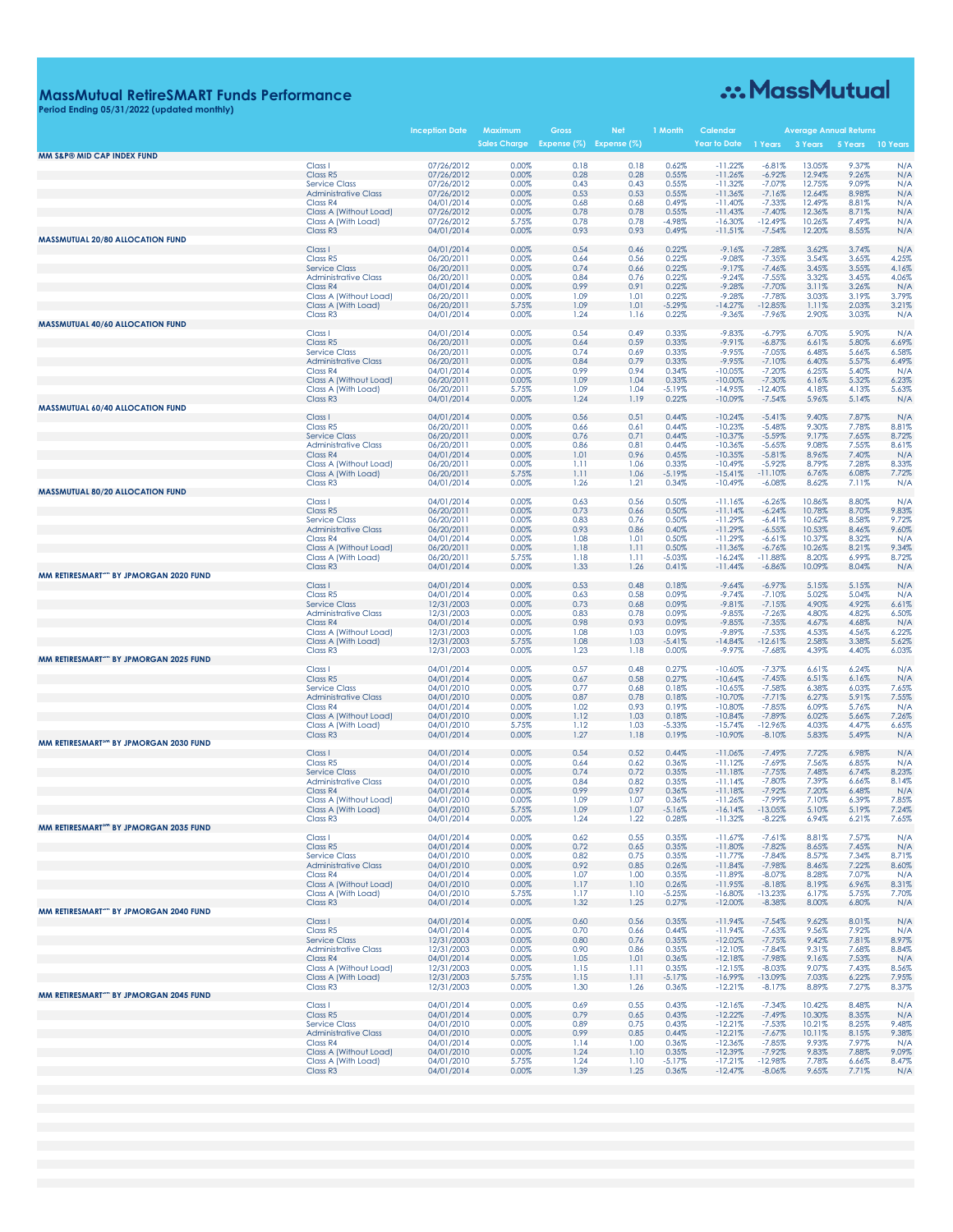# MassMutual RetireSMART Funds Performance

**Period Ending 05/31/2022 (updated monthly)**

MassMutual

| | | Inception Date | Maximum Sales Charge | Gross Expense (%) | Net Expense (%) | 1 Month | Calendar Year to Date | Average Annual Returns 1 Years | 3 Years | 5 Years | 10 Years |
|---|---|---|---|---|---|---|---|---|---|---|---|
| **MM S&P® MID CAP INDEX FUND** | | | | | | | | | | | |
| | Class I | 07/26/2012 | 0.00% | 0.18 | 0.18 | 0.62% | -11.22% | -6.81% | 13.05% | 9.37% | N/A |
| | Class R5 | 07/26/2012 | 0.00% | 0.28 | 0.28 | 0.55% | -11.26% | -6.92% | 12.94% | 9.26% | N/A |
| | Service Class | 07/26/2012 | 0.00% | 0.43 | 0.43 | 0.55% | -11.32% | -7.07% | 12.75% | 9.09% | N/A |
| | Administrative Class | 07/26/2012 | 0.00% | 0.53 | 0.53 | 0.55% | -11.36% | -7.16% | 12.64% | 8.98% | N/A |
| | Class R4 | 04/01/2014 | 0.00% | 0.68 | 0.68 | 0.49% | -11.40% | -7.33% | 12.49% | 8.81% | N/A |
| | Class A (Without Load) | 07/26/2012 | 0.00% | 0.78 | 0.78 | 0.55% | -11.43% | -7.40% | 12.36% | 8.71% | N/A |
| | Class A (With Load) | 07/26/2012 | 5.75% | 0.78 | 0.78 | -4.98% | -16.30% | -12.49% | 10.26% | 7.49% | N/A |
| | Class R3 | 04/01/2014 | 0.00% | 0.93 | 0.93 | 0.49% | -11.51% | -7.54% | 12.20% | 8.55% | N/A |
| **MASSMUTUAL 20/80 ALLOCATION FUND** | | | | | | | | | | | |
| | Class I | 04/01/2014 | 0.00% | 0.54 | 0.46 | 0.22% | -9.16% | -7.28% | 3.62% | 3.74% | N/A |
| | Class R5 | 06/20/2011 | 0.00% | 0.64 | 0.56 | 0.22% | -9.08% | -7.35% | 3.54% | 3.65% | 4.25% |
| | Service Class | 06/20/2011 | 0.00% | 0.74 | 0.66 | 0.22% | -9.17% | -7.46% | 3.45% | 3.55% | 4.16% |
| | Administrative Class | 06/20/2011 | 0.00% | 0.84 | 0.76 | 0.22% | -9.24% | -7.55% | 3.32% | 3.45% | 4.06% |
| | Class R4 | 04/01/2014 | 0.00% | 0.99 | 0.91 | 0.22% | -9.28% | -7.70% | 3.11% | 3.26% | N/A |
| | Class A (Without Load) | 06/20/2011 | 0.00% | 1.09 | 1.01 | 0.22% | -9.28% | -7.78% | 3.03% | 3.19% | 3.79% |
| | Class A (With Load) | 06/20/2011 | 5.75% | 1.09 | 1.01 | -5.29% | -14.27% | -12.85% | 1.11% | 2.03% | 3.21% |
| | Class R3 | 04/01/2014 | 0.00% | 1.24 | 1.16 | 0.22% | -9.36% | -7.96% | 2.90% | 3.03% | N/A |
| **MASSMUTUAL 40/60 ALLOCATION FUND** | | | | | | | | | | | |
| | Class I | 04/01/2014 | 0.00% | 0.54 | 0.49 | 0.33% | -9.83% | -6.79% | 6.70% | 5.90% | N/A |
| | Class R5 | 06/20/2011 | 0.00% | 0.64 | 0.59 | 0.33% | -9.91% | -6.87% | 6.61% | 5.80% | 6.69% |
| | Service Class | 06/20/2011 | 0.00% | 0.74 | 0.69 | 0.33% | -9.95% | -7.05% | 6.48% | 5.66% | 6.58% |
| | Administrative Class | 06/20/2011 | 0.00% | 0.84 | 0.79 | 0.33% | -9.95% | -7.10% | 6.40% | 5.57% | 6.49% |
| | Class R4 | 04/01/2014 | 0.00% | 0.99 | 0.94 | 0.34% | -10.05% | -7.20% | 6.25% | 5.40% | N/A |
| | Class A (Without Load) | 06/20/2011 | 0.00% | 1.09 | 1.04 | 0.33% | -10.00% | -7.30% | 6.16% | 5.32% | 6.23% |
| | Class A (With Load) | 06/20/2011 | 5.75% | 1.09 | 1.04 | -5.19% | -14.95% | -12.40% | 4.18% | 4.13% | 5.63% |
| | Class R3 | 04/01/2014 | 0.00% | 1.24 | 1.19 | 0.22% | -10.09% | -7.54% | 5.96% | 5.14% | N/A |
| **MASSMUTUAL 60/40 ALLOCATION FUND** | | | | | | | | | | | |
| | Class I | 04/01/2014 | 0.00% | 0.56 | 0.51 | 0.44% | -10.24% | -5.41% | 9.40% | 7.87% | N/A |
| | Class R5 | 06/20/2011 | 0.00% | 0.66 | 0.61 | 0.44% | -10.23% | -5.48% | 9.30% | 7.78% | 8.81% |
| | Service Class | 06/20/2011 | 0.00% | 0.76 | 0.71 | 0.44% | -10.37% | -5.59% | 9.17% | 7.65% | 8.72% |
| | Administrative Class | 06/20/2011 | 0.00% | 0.86 | 0.81 | 0.44% | -10.36% | -5.65% | 9.08% | 7.55% | 8.61% |
| | Class R4 | 04/01/2014 | 0.00% | 1.01 | 0.96 | 0.45% | -10.35% | -5.81% | 8.96% | 7.40% | N/A |
| | Class A (Without Load) | 06/20/2011 | 0.00% | 1.11 | 1.06 | 0.33% | -10.49% | -5.92% | 8.79% | 7.28% | 8.33% |
| | Class A (With Load) | 06/20/2011 | 5.75% | 1.11 | 1.06 | -5.19% | -15.41% | -11.10% | 6.76% | 6.08% | 7.72% |
| | Class R3 | 04/01/2014 | 0.00% | 1.26 | 1.21 | 0.34% | -10.49% | -6.08% | 8.62% | 7.11% | N/A |
| **MASSMUTUAL 80/20 ALLOCATION FUND** | | | | | | | | | | | |
| | Class I | 04/01/2014 | 0.00% | 0.63 | 0.56 | 0.50% | -11.16% | -6.26% | 10.86% | 8.80% | N/A |
| | Class R5 | 06/20/2011 | 0.00% | 0.73 | 0.66 | 0.50% | -11.14% | -6.24% | 10.78% | 8.70% | 9.83% |
| | Service Class | 06/20/2011 | 0.00% | 0.83 | 0.76 | 0.50% | -11.29% | -6.41% | 10.62% | 8.58% | 9.72% |
| | Administrative Class | 06/20/2011 | 0.00% | 0.93 | 0.86 | 0.40% | -11.29% | -6.55% | 10.53% | 8.46% | 9.60% |
| | Class R4 | 04/01/2014 | 0.00% | 1.08 | 1.01 | 0.50% | -11.29% | -6.61% | 10.37% | 8.32% | N/A |
| | Class A (Without Load) | 06/20/2011 | 0.00% | 1.18 | 1.11 | 0.50% | -11.36% | -6.76% | 10.26% | 8.21% | 9.34% |
| | Class A (With Load) | 06/20/2011 | 5.75% | 1.18 | 1.11 | -5.03% | -16.24% | -11.88% | 8.20% | 6.99% | 8.72% |
| | Class R3 | 04/01/2014 | 0.00% | 1.33 | 1.26 | 0.41% | -11.44% | -6.86% | 10.09% | 8.04% | N/A |
| **MM RETIRESMART℠ BY JPMORGAN 2020 FUND** | | | | | | | | | | | |
| | Class I | 04/01/2014 | 0.00% | 0.53 | 0.48 | 0.18% | -9.64% | -6.97% | 5.15% | 5.15% | N/A |
| | Class R5 | 04/01/2014 | 0.00% | 0.63 | 0.58 | 0.09% | -9.74% | -7.10% | 5.02% | 5.04% | N/A |
| | Service Class | 12/31/2003 | 0.00% | 0.73 | 0.68 | 0.09% | -9.81% | -7.15% | 4.90% | 4.92% | 6.61% |
| | Administrative Class | 12/31/2003 | 0.00% | 0.83 | 0.78 | 0.09% | -9.85% | -7.26% | 4.80% | 4.82% | 6.50% |
| | Class R4 | 04/01/2014 | 0.00% | 0.98 | 0.93 | 0.09% | -9.85% | -7.35% | 4.67% | 4.68% | N/A |
| | Class A (Without Load) | 12/31/2003 | 0.00% | 1.08 | 1.03 | 0.09% | -9.89% | -7.53% | 4.53% | 4.56% | 6.22% |
| | Class A (With Load) | 12/31/2003 | 5.75% | 1.08 | 1.03 | -5.41% | -14.84% | -12.61% | 2.58% | 3.38% | 5.62% |
| | Class R3 | 12/31/2003 | 0.00% | 1.23 | 1.18 | 0.00% | -9.97% | -7.68% | 4.39% | 4.40% | 6.03% |
| **MM RETIRESMART℠ BY JPMORGAN 2025 FUND** | | | | | | | | | | | |
| | Class I | 04/01/2014 | 0.00% | 0.57 | 0.48 | 0.27% | -10.60% | -7.37% | 6.61% | 6.24% | N/A |
| | Class R5 | 04/01/2014 | 0.00% | 0.67 | 0.58 | 0.27% | -10.64% | -7.45% | 6.51% | 6.16% | N/A |
| | Service Class | 04/01/2010 | 0.00% | 0.77 | 0.68 | 0.18% | -10.65% | -7.58% | 6.38% | 6.03% | 7.65% |
| | Administrative Class | 04/01/2010 | 0.00% | 0.87 | 0.78 | 0.18% | -10.70% | -7.71% | 6.27% | 5.91% | 7.55% |
| | Class R4 | 04/01/2014 | 0.00% | 1.02 | 0.93 | 0.19% | -10.80% | -7.85% | 6.09% | 5.76% | N/A |
| | Class A (Without Load) | 04/01/2010 | 0.00% | 1.12 | 1.03 | 0.18% | -10.84% | -7.89% | 6.02% | 5.66% | 7.26% |
| | Class A (With Load) | 04/01/2010 | 5.75% | 1.12 | 1.03 | -5.33% | -15.74% | -12.96% | 4.03% | 4.47% | 6.65% |
| | Class R3 | 04/01/2014 | 0.00% | 1.27 | 1.18 | 0.19% | -10.90% | -8.10% | 5.83% | 5.49% | N/A |
| **MM RETIRESMART℠ BY JPMORGAN 2030 FUND** | | | | | | | | | | | |
| | Class I | 04/01/2014 | 0.00% | 0.54 | 0.52 | 0.44% | -11.06% | -7.49% | 7.72% | 6.98% | N/A |
| | Class R5 | 04/01/2014 | 0.00% | 0.64 | 0.62 | 0.36% | -11.12% | -7.69% | 7.56% | 6.85% | N/A |
| | Service Class | 04/01/2010 | 0.00% | 0.74 | 0.72 | 0.35% | -11.18% | -7.75% | 7.48% | 6.74% | 8.23% |
| | Administrative Class | 04/01/2010 | 0.00% | 0.84 | 0.82 | 0.35% | -11.14% | -7.80% | 7.39% | 6.66% | 8.14% |
| | Class R4 | 04/01/2014 | 0.00% | 0.99 | 0.97 | 0.36% | -11.18% | -7.92% | 7.20% | 6.48% | N/A |
| | Class A (Without Load) | 04/01/2010 | 0.00% | 1.09 | 1.07 | 0.36% | -11.26% | -7.99% | 7.10% | 6.39% | 7.85% |
| | Class A (With Load) | 04/01/2010 | 5.75% | 1.09 | 1.07 | -5.16% | -16.14% | -13.05% | 5.10% | 5.19% | 7.24% |
| | Class R3 | 04/01/2014 | 0.00% | 1.24 | 1.22 | 0.28% | -11.32% | -8.22% | 6.94% | 6.21% | 7.65% |
| **MM RETIRESMART℠ BY JPMORGAN 2035 FUND** | | | | | | | | | | | |
| | Class I | 04/01/2014 | 0.00% | 0.62 | 0.55 | 0.35% | -11.67% | -7.61% | 8.81% | 7.57% | N/A |
| | Class R5 | 04/01/2014 | 0.00% | 0.72 | 0.65 | 0.35% | -11.80% | -7.82% | 8.65% | 7.45% | N/A |
| | Service Class | 04/01/2010 | 0.00% | 0.82 | 0.75 | 0.35% | -11.77% | -7.84% | 8.57% | 7.34% | 8.71% |
| | Administrative Class | 04/01/2010 | 0.00% | 0.92 | 0.85 | 0.26% | -11.84% | -7.98% | 8.46% | 7.22% | 8.60% |
| | Class R4 | 04/01/2014 | 0.00% | 1.07 | 1.00 | 0.35% | -11.89% | -8.07% | 8.28% | 7.07% | N/A |
| | Class A (Without Load) | 04/01/2010 | 0.00% | 1.17 | 1.10 | 0.26% | -11.95% | -8.18% | 8.19% | 6.96% | 8.31% |
| | Class A (With Load) | 04/01/2010 | 5.75% | 1.17 | 1.10 | -5.25% | -16.80% | -13.23% | 6.17% | 5.75% | 7.70% |
| | Class R3 | 04/01/2014 | 0.00% | 1.32 | 1.25 | 0.27% | -12.00% | -8.38% | 8.00% | 6.80% | N/A |
| **MM RETIRESMART℠ BY JPMORGAN 2040 FUND** | | | | | | | | | | | |
| | Class I | 04/01/2014 | 0.00% | 0.60 | 0.56 | 0.35% | -11.94% | -7.54% | 9.62% | 8.01% | N/A |
| | Class R5 | 04/01/2014 | 0.00% | 0.70 | 0.66 | 0.44% | -11.94% | -7.63% | 9.56% | 7.92% | N/A |
| | Service Class | 12/31/2003 | 0.00% | 0.80 | 0.76 | 0.35% | -12.02% | -7.75% | 9.42% | 7.81% | 8.97% |
| | Administrative Class | 12/31/2003 | 0.00% | 0.90 | 0.86 | 0.35% | -12.10% | -7.84% | 9.31% | 7.68% | 8.84% |
| | Class R4 | 04/01/2014 | 0.00% | 1.05 | 1.01 | 0.36% | -12.18% | -7.98% | 9.16% | 7.53% | N/A |
| | Class A (Without Load) | 12/31/2003 | 0.00% | 1.15 | 1.11 | 0.35% | -12.15% | -8.03% | 9.07% | 7.43% | 8.56% |
| | Class A (With Load) | 12/31/2003 | 5.75% | 1.15 | 1.11 | -5.17% | -16.99% | -13.09% | 7.03% | 6.22% | 7.95% |
| | Class R3 | 12/31/2003 | 0.00% | 1.30 | 1.26 | 0.36% | -12.21% | -8.17% | 8.89% | 7.27% | 8.37% |
| **MM RETIRESMART℠ BY JPMORGAN 2045 FUND** | | | | | | | | | | | |
| | Class I | 04/01/2014 | 0.00% | 0.69 | 0.55 | 0.43% | -12.16% | -7.34% | 10.42% | 8.48% | N/A |
| | Class R5 | 04/01/2014 | 0.00% | 0.79 | 0.65 | 0.43% | -12.22% | -7.49% | 10.30% | 8.35% | N/A |
| | Service Class | 04/01/2010 | 0.00% | 0.89 | 0.75 | 0.43% | -12.21% | -7.53% | 10.21% | 8.25% | 9.48% |
| | Administrative Class | 04/01/2010 | 0.00% | 0.99 | 0.85 | 0.44% | -12.21% | -7.67% | 10.11% | 8.15% | 9.38% |
| | Class R4 | 04/01/2014 | 0.00% | 1.14 | 1.00 | 0.36% | -12.36% | -7.85% | 9.93% | 7.97% | N/A |
| | Class A (Without Load) | 04/01/2010 | 0.00% | 1.24 | 1.10 | 0.35% | -12.39% | -7.92% | 9.83% | 7.88% | 9.09% |
| | Class A (With Load) | 04/01/2010 | 5.75% | 1.24 | 1.10 | -5.17% | -17.21% | -12.98% | 7.78% | 6.66% | 8.47% |
| | Class R3 | 04/01/2014 | 0.00% | 1.39 | 1.25 | 0.36% | -12.47% | -8.06% | 9.65% | 7.71% | N/A |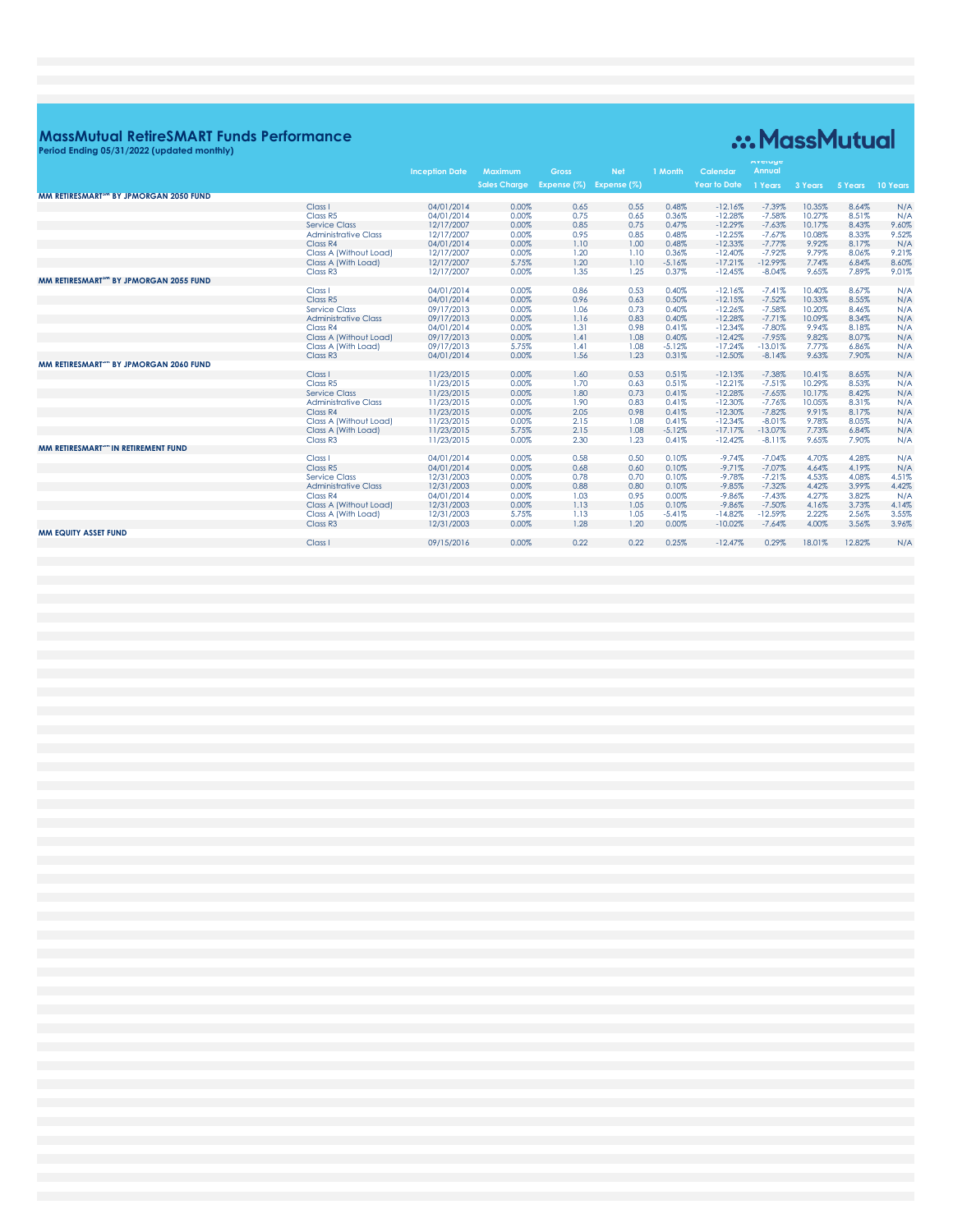# MassMutual RetireSMART Funds Performance

**Period Ending 05/31/2022 (updated monthly)**

MassMutual

| | | Inception Date | Maximum Sales Charge | Gross Expense (%) | Net Expense (%) | 1 Month | Calendar Year to Date | Average Annual 1 Years | 3 Years | 5 Years | 10 Years |
|---|---|---|---|---|---|---|---|---|---|---|---|
| **MM RETIRESMART℠ BY JPMORGAN 2050 FUND** | | | | | | | | | | | |
| | Class I | 04/01/2014 | 0.00% | 0.65 | 0.55 | 0.48% | -12.16% | -7.39% | 10.35% | 8.64% | N/A |
| | Class R5 | 04/01/2014 | 0.00% | 0.75 | 0.65 | 0.36% | -12.28% | -7.58% | 10.27% | 8.51% | N/A |
| | Service Class | 12/17/2007 | 0.00% | 0.85 | 0.75 | 0.47% | -12.29% | -7.63% | 10.17% | 8.43% | 9.60% |
| | Administrative Class | 12/17/2007 | 0.00% | 0.95 | 0.85 | 0.48% | -12.25% | -7.67% | 10.08% | 8.33% | 9.52% |
| | Class R4 | 04/01/2014 | 0.00% | 1.10 | 1.00 | 0.48% | -12.33% | -7.77% | 9.92% | 8.17% | N/A |
| | Class A (Without Load) | 12/17/2007 | 0.00% | 1.20 | 1.10 | 0.36% | -12.40% | -7.92% | 9.79% | 8.06% | 9.21% |
| | Class A (With Load) | 12/17/2007 | 5.75% | 1.20 | 1.10 | -5.16% | -17.21% | -12.99% | 7.74% | 6.84% | 8.60% |
| | Class R3 | 12/17/2007 | 0.00% | 1.35 | 1.25 | 0.37% | -12.45% | -8.04% | 9.65% | 7.89% | 9.01% |
| **MM RETIRESMART℠ BY JPMORGAN 2055 FUND** | | | | | | | | | | | |
| | Class I | 04/01/2014 | 0.00% | 0.86 | 0.53 | 0.40% | -12.16% | -7.41% | 10.40% | 8.67% | N/A |
| | Class R5 | 04/01/2014 | 0.00% | 0.96 | 0.63 | 0.50% | -12.15% | -7.52% | 10.33% | 8.55% | N/A |
| | Service Class | 09/17/2013 | 0.00% | 1.06 | 0.73 | 0.40% | -12.26% | -7.58% | 10.20% | 8.46% | N/A |
| | Administrative Class | 09/17/2013 | 0.00% | 1.16 | 0.83 | 0.40% | -12.28% | -7.71% | 10.09% | 8.34% | N/A |
| | Class R4 | 04/01/2014 | 0.00% | 1.31 | 0.98 | 0.41% | -12.34% | -7.80% | 9.94% | 8.18% | N/A |
| | Class A (Without Load) | 09/17/2013 | 0.00% | 1.41 | 1.08 | 0.40% | -12.42% | -7.95% | 9.82% | 8.07% | N/A |
| | Class A (With Load) | 09/17/2013 | 5.75% | 1.41 | 1.08 | -5.12% | -17.24% | -13.01% | 7.77% | 6.86% | N/A |
| | Class R3 | 04/01/2014 | 0.00% | 1.56 | 1.23 | 0.31% | -12.50% | -8.14% | 9.63% | 7.90% | N/A |
| **MM RETIRESMART℠ BY JPMORGAN 2060 FUND** | | | | | | | | | | | |
| | Class I | 11/23/2015 | 0.00% | 1.60 | 0.53 | 0.51% | -12.13% | -7.38% | 10.41% | 8.65% | N/A |
| | Class R5 | 11/23/2015 | 0.00% | 1.70 | 0.63 | 0.51% | -12.21% | -7.51% | 10.29% | 8.53% | N/A |
| | Service Class | 11/23/2015 | 0.00% | 1.80 | 0.73 | 0.41% | -12.28% | -7.65% | 10.17% | 8.42% | N/A |
| | Administrative Class | 11/23/2015 | 0.00% | 1.90 | 0.83 | 0.41% | -12.30% | -7.76% | 10.05% | 8.31% | N/A |
| | Class R4 | 11/23/2015 | 0.00% | 2.05 | 0.98 | 0.41% | -12.30% | -7.82% | 9.91% | 8.17% | N/A |
| | Class A (Without Load) | 11/23/2015 | 0.00% | 2.15 | 1.08 | 0.41% | -12.34% | -8.01% | 9.78% | 8.05% | N/A |
| | Class A (With Load) | 11/23/2015 | 5.75% | 2.15 | 1.08 | -5.12% | -17.17% | -13.07% | 7.73% | 6.84% | N/A |
| | Class R3 | 11/23/2015 | 0.00% | 2.30 | 1.23 | 0.41% | -12.42% | -8.11% | 9.65% | 7.90% | N/A |
| **MM RETIRESMART℠ IN RETIREMENT FUND** | | | | | | | | | | | |
| | Class I | 04/01/2014 | 0.00% | 0.58 | 0.50 | 0.10% | -9.74% | -7.04% | 4.70% | 4.28% | N/A |
| | Class R5 | 04/01/2014 | 0.00% | 0.68 | 0.60 | 0.10% | -9.71% | -7.07% | 4.64% | 4.19% | N/A |
| | Service Class | 12/31/2003 | 0.00% | 0.78 | 0.70 | 0.10% | -9.78% | -7.21% | 4.53% | 4.08% | 4.51% |
| | Administrative Class | 12/31/2003 | 0.00% | 0.88 | 0.80 | 0.10% | -9.85% | -7.32% | 4.42% | 3.99% | 4.42% |
| | Class R4 | 04/01/2014 | 0.00% | 1.03 | 0.95 | 0.00% | -9.86% | -7.43% | 4.27% | 3.82% | N/A |
| | Class A (Without Load) | 12/31/2003 | 0.00% | 1.13 | 1.05 | 0.10% | -9.86% | -7.50% | 4.16% | 3.73% | 4.14% |
| | Class A (With Load) | 12/31/2003 | 5.75% | 1.13 | 1.05 | -5.41% | -14.82% | -12.59% | 2.22% | 2.56% | 3.55% |
| | Class R3 | 12/31/2003 | 0.00% | 1.28 | 1.20 | 0.00% | -10.02% | -7.64% | 4.00% | 3.56% | 3.96% |
| **MM EQUITY ASSET FUND** | | | | | | | | | | | |
| | Class I | 09/15/2016 | 0.00% | 0.22 | 0.22 | 0.25% | -12.47% | 0.29% | 18.01% | 12.82% | N/A |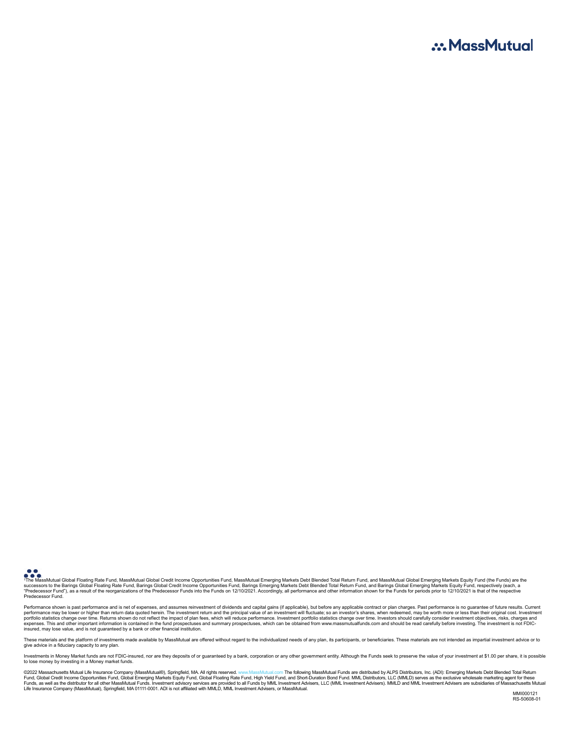[1]The MassMutual Global Floating Rate Fund, MassMutual Global Credit Income Opportunities Fund, MassMutual Emerging Markets Debt Blended Total Return Fund, and MassMutual Global Emerging Markets Equity Fund (the Funds) are the successors to the Barings Global Floating Rate Fund, Barings Global Credit Income Opportunities Fund, Barings Emerging Markets Debt Blended Total Return Fund, and Barings Global Emerging Markets Equity Fund, respectively (each, a "Predecessor Fund"), as a result of the reorganizations of the Predecessor Funds into the Funds on 12/10/2021. Accordingly, all performance and other information shown for the Funds for periods prior to 12/10/2021 is that of the respective Predecessor Fund.

Performance shown is past performance and is net of expenses, and assumes reinvestment of dividends and capital gains (if applicable), but before any applicable contract or plan charges. Past performance is no guarantee of future results. Current performance may be lower or higher than return data quoted herein. The investment return and the principal value of an investment will fluctuate; so an investor's shares, when redeemed, may be worth more or less than their original cost. Investment portfolio statistics change over time. Returns shown do not reflect the impact of plan fees, which will reduce performance. Investment portfolio statistics change over time. Investors should carefully consider investment objectives, risks, charges and expenses. This and other important information is contained in the fund prospectuses and summary prospectuses, which can be obtained from www.massmutualfunds.com and should be read carefully before investing. The investment is not FDIC-insured, may lose value, and is not guaranteed by a bank or other financial institution.

These materials and the platform of investments made available by MassMutual are offered without regard to the individualized needs of any plan, its participants, or beneficiaries. These materials are not intended as impartial investment advice or to give advice in a fiduciary capacity to any plan.

Investments in Money Market funds are not FDIC-insured, nor are they deposits of or guaranteed by a bank, corporation or any other government entity. Although the Funds seek to preserve the value of your investment at $1.00 per share, it is possible to lose money by investing in a Money market funds.

©2022 Massachusetts Mutual Life Insurance Company (MassMutual®), Springfield, MA. All rights reserved. www.MassMutual.com The following MassMutual Funds are distributed by ALPS Distributors, Inc. (ADI): Emerging Markets Debt Blended Total Return Fund, Global Credit Income Opportunities Fund, Global Emerging Markets Equity Fund, Global Floating Rate Fund, High Yield Fund, and Short-Duration Bond Fund. MML Distributors, LLC (MMLD) serves as the exclusive wholesale marketing agent for these Funds, as well as the distributor for all other MassMutual Funds. Investment advisory services are provided to all Funds by MML Investment Advisers, LLC (MML Investment Advisers). MMLD and MML Investment Advisers are subsidiaries of Massachusetts Mutual Life Insurance Company (MassMutual), Springfield, MA 01111-0001. ADI is not affiliated with MMLD, MML Investment Advisers, or MassMutual.

MMI000121
RS-50608-01